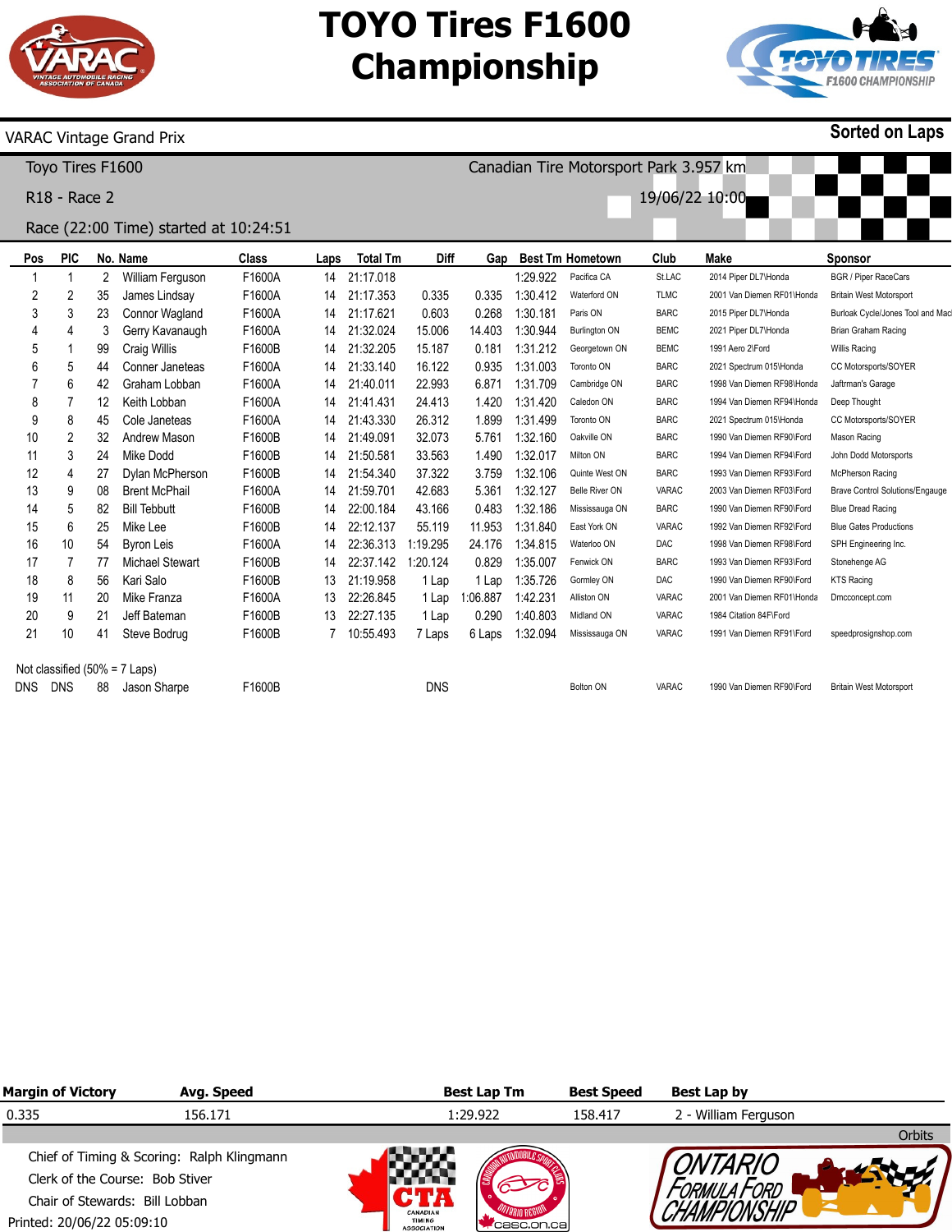# TOYO Tires F1600 Championship

VARAC Vintage Grand Prix — **Sorted on Laps**

Toyo Tires F1600 — Canadian Tire Motorsport Park 3.957 km

R18 - Race 2 — 19/06/22 10:00

Race (22:00 Time) started at 10:24:51

| Pos | PIC | No. | Name | Class | Laps | Total Tm | Diff | Gap | Best Tm | Hometown | Club | Make | Sponsor |
|---|---|---|---|---|---|---|---|---|---|---|---|---|---|
| 1 | 1 | 2 | William Ferguson | F1600A | 14 | 21:17.018 | | | 1:29.922 | Pacifica CA | St.LAC | 2014 Piper DL7\Honda | BGR / Piper RaceCars |
| 2 | 2 | 35 | James Lindsay | F1600A | 14 | 21:17.353 | 0.335 | 0.335 | 1:30.412 | Waterford ON | TLMC | 2001 Van Diemen RF01\Honda | Britain West Motorsport |
| 3 | 3 | 23 | Connor Wagland | F1600A | 14 | 21:17.621 | 0.603 | 0.268 | 1:30.181 | Paris ON | BARC | 2015 Piper DL7\Honda | Burloak Cycle/Jones Tool and Mac |
| 4 | 4 | 3 | Gerry Kavanaugh | F1600A | 14 | 21:32.024 | 15.006 | 14.403 | 1:30.944 | Burlington ON | BEMC | 2021 Piper DL7\Honda | Brian Graham Racing |
| 5 | 1 | 99 | Craig Willis | F1600B | 14 | 21:32.205 | 15.187 | 0.181 | 1:31.212 | Georgetown ON | BEMC | 1991 Aero 2\Ford | Willis Racing |
| 6 | 5 | 44 | Conner Janeteas | F1600A | 14 | 21:33.140 | 16.122 | 0.935 | 1:31.003 | Toronto ON | BARC | 2021 Spectrum 015\Honda | CC Motorsports/SOYER |
| 7 | 6 | 42 | Graham Lobban | F1600A | 14 | 21:40.011 | 22.993 | 6.871 | 1:31.709 | Cambridge ON | BARC | 1998 Van Diemen RF98\Honda | Jaftrman's Garage |
| 8 | 7 | 12 | Keith Lobban | F1600A | 14 | 21:41.431 | 24.413 | 1.420 | 1:31.420 | Caledon ON | BARC | 1994 Van Diemen RF94\Honda | Deep Thought |
| 9 | 8 | 45 | Cole Janeteas | F1600A | 14 | 21:43.330 | 26.312 | 1.899 | 1:31.499 | Toronto ON | BARC | 2021 Spectrum 015\Honda | CC Motorsports/SOYER |
| 10 | 2 | 32 | Andrew Mason | F1600B | 14 | 21:49.091 | 32.073 | 5.761 | 1:32.160 | Oakville ON | BARC | 1990 Van Diemen RF90\Ford | Mason Racing |
| 11 | 3 | 24 | Mike Dodd | F1600B | 14 | 21:50.581 | 33.563 | 1.490 | 1:32.017 | Milton ON | BARC | 1994 Van Diemen RF94\Ford | John Dodd Motorsports |
| 12 | 4 | 27 | Dylan McPherson | F1600B | 14 | 21:54.340 | 37.322 | 3.759 | 1:32.106 | Quinte West ON | BARC | 1993 Van Diemen RF93\Ford | McPherson Racing |
| 13 | 9 | 08 | Brent McPhail | F1600A | 14 | 21:59.701 | 42.683 | 5.361 | 1:32.127 | Belle River ON | VARAC | 2003 Van Diemen RF03\Ford | Brave Control Solutions/Engauge |
| 14 | 5 | 82 | Bill Tebbutt | F1600B | 14 | 22:00.184 | 43.166 | 0.483 | 1:32.186 | Mississauga ON | BARC | 1990 Van Diemen RF90\Ford | Blue Dread Racing |
| 15 | 6 | 25 | Mike Lee | F1600B | 14 | 22:12.137 | 55.119 | 11.953 | 1:31.840 | East York ON | VARAC | 1992 Van Diemen RF92\Ford | Blue Gates Productions |
| 16 | 10 | 54 | Byron Leis | F1600A | 14 | 22:36.313 | 1:19.295 | 24.176 | 1:34.815 | Waterloo ON | DAC | 1998 Van Diemen RF98\Ford | SPH Engineering Inc. |
| 17 | 7 | 77 | Michael Stewart | F1600B | 14 | 22:37.142 | 1:20.124 | 0.829 | 1:35.007 | Fenwick ON | BARC | 1993 Van Diemen RF93\Ford | Stonehenge AG |
| 18 | 8 | 56 | Kari Salo | F1600B | 13 | 21:19.958 | 1 Lap | 1 Lap | 1:35.726 | Gormley ON | DAC | 1990 Van Diemen RF90\Ford | KTS Racing |
| 19 | 11 | 20 | Mike Franza | F1600A | 13 | 22:26.845 | 1 Lap | 1:06.887 | 1:42.231 | Alliston ON | VARAC | 2001 Van Diemen RF01\Honda | Dmcconcept.com |
| 20 | 9 | 21 | Jeff Bateman | F1600B | 13 | 22:27.135 | 1 Lap | 0.290 | 1:40.803 | Midland ON | VARAC | 1984 Citation 84F\Ford | |
| 21 | 10 | 41 | Steve Bodrug | F1600B | 7 | 10:55.493 | 7 Laps | 6 Laps | 1:32.094 | Mississauga ON | VARAC | 1991 Van Diemen RF91\Ford | speedprosignshop.com |

Not classified (50% = 7 Laps)

| Pos | PIC | No. | Name | Class | Laps | Total Tm | Diff | Gap | Best Tm | Hometown | Club | Make | Sponsor |
|---|---|---|---|---|---|---|---|---|---|---|---|---|---|
| DNS | DNS | 88 | Jason Sharpe | F1600B | | | DNS | | | Bolton ON | VARAC | 1990 Van Diemen RF90\Ford | Britain West Motorsport |

| Margin of Victory | Avg. Speed | Best Lap Tm | Best Speed | Best Lap by |
|---|---|---|---|---|
| 0.335 | 156.171 | 1:29.922 | 158.417 | 2 - William Ferguson |

Orbits

Chief of Timing & Scoring: Ralph Klingmann
Clerk of the Course: Bob Stiver
Chair of Stewards: Bill Lobban
Printed: 20/06/22 05:09:10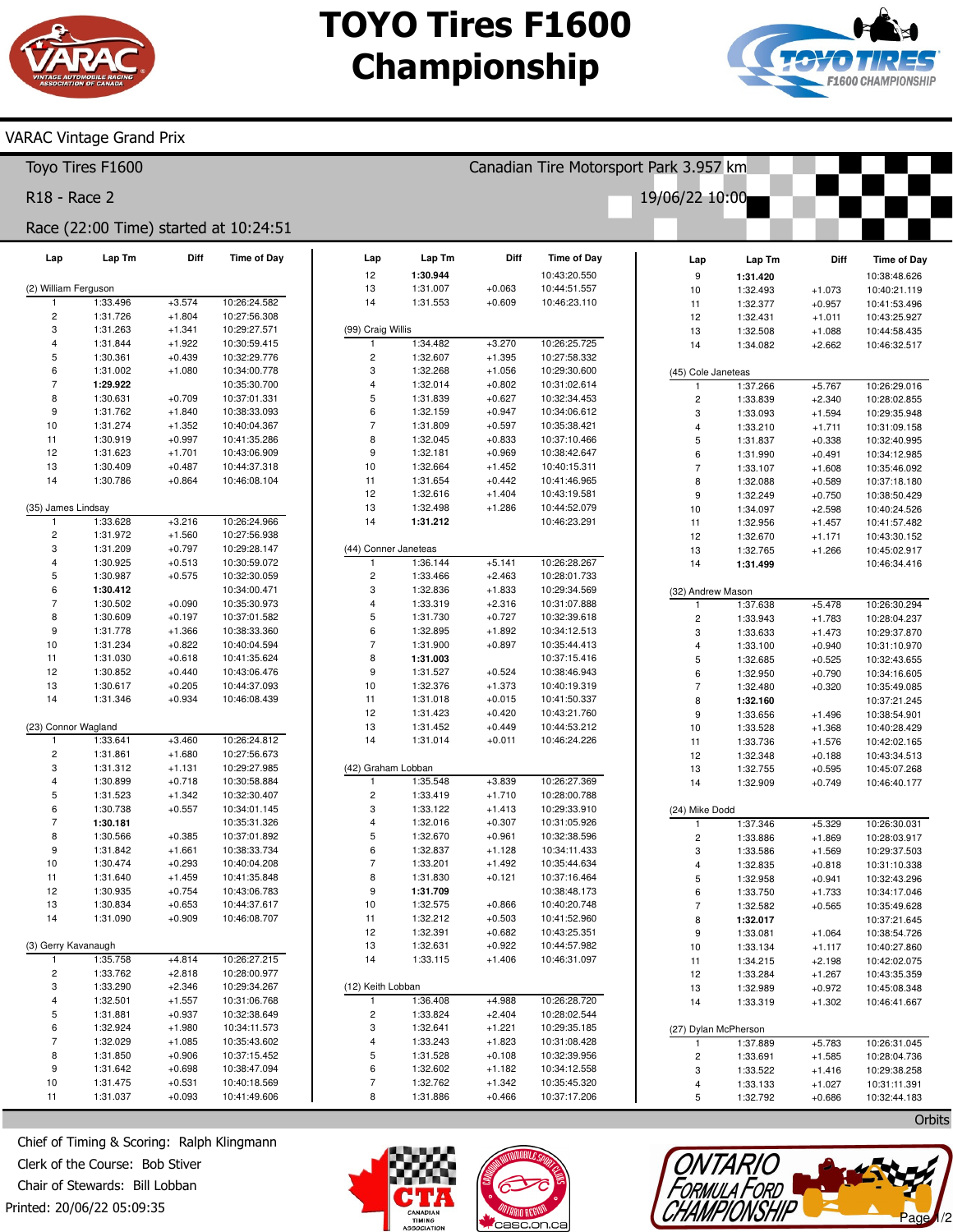# TOYO Tires F1600 Championship

VARAC Vintage Grand Prix

Toyo Tires F1600 — Canadian Tire Motorsport Park 3.957 km

R18 - Race 2 — 19/06/22 10:00

Race (22:00 Time) started at 10:24:51

### (2) William Ferguson

| Lap | Lap Tm | Diff | Time of Day |
|---|---|---|---|
| 1 | 1:33.496 | +3.574 | 10:26:24.582 |
| 2 | 1:31.726 | +1.804 | 10:27:56.308 |
| 3 | 1:31.263 | +1.341 | 10:29:27.571 |
| 4 | 1:31.844 | +1.922 | 10:30:59.415 |
| 5 | 1:30.361 | +0.439 | 10:32:29.776 |
| 6 | 1:31.002 | +1.080 | 10:34:00.778 |
| 7 | **1:29.922** | | 10:35:30.700 |
| 8 | 1:30.631 | +0.709 | 10:37:01.331 |
| 9 | 1:31.762 | +1.840 | 10:38:33.093 |
| 10 | 1:31.274 | +1.352 | 10:40:04.367 |
| 11 | 1:30.919 | +0.997 | 10:41:35.286 |
| 12 | 1:31.623 | +1.701 | 10:43:06.909 |
| 13 | 1:30.409 | +0.487 | 10:44:37.318 |
| 14 | 1:30.786 | +0.864 | 10:46:08.104 |

### (35) James Lindsay

| Lap | Lap Tm | Diff | Time of Day |
|---|---|---|---|
| 1 | 1:33.628 | +3.216 | 10:26:24.966 |
| 2 | 1:31.972 | +1.560 | 10:27:56.938 |
| 3 | 1:31.209 | +0.797 | 10:29:28.147 |
| 4 | 1:30.925 | +0.513 | 10:30:59.072 |
| 5 | 1:30.987 | +0.575 | 10:32:30.059 |
| 6 | **1:30.412** | | 10:34:00.471 |
| 7 | 1:30.502 | +0.090 | 10:35:30.973 |
| 8 | 1:30.609 | +0.197 | 10:37:01.582 |
| 9 | 1:31.778 | +1.366 | 10:38:33.360 |
| 10 | 1:31.234 | +0.822 | 10:40:04.594 |
| 11 | 1:31.030 | +0.618 | 10:41:35.624 |
| 12 | 1:30.852 | +0.440 | 10:43:06.476 |
| 13 | 1:30.617 | +0.205 | 10:44:37.093 |
| 14 | 1:31.346 | +0.934 | 10:46:08.439 |

### (23) Connor Wagland

| Lap | Lap Tm | Diff | Time of Day |
|---|---|---|---|
| 1 | 1:33.641 | +3.460 | 10:26:24.812 |
| 2 | 1:31.861 | +1.680 | 10:27:56.673 |
| 3 | 1:31.312 | +1.131 | 10:29:27.985 |
| 4 | 1:30.899 | +0.718 | 10:30:58.884 |
| 5 | 1:31.523 | +1.342 | 10:32:30.407 |
| 6 | 1:30.738 | +0.557 | 10:34:01.145 |
| 7 | **1:30.181** | | 10:35:31.326 |
| 8 | 1:30.566 | +0.385 | 10:37:01.892 |
| 9 | 1:31.842 | +1.661 | 10:38:33.734 |
| 10 | 1:30.474 | +0.293 | 10:40:04.208 |
| 11 | 1:31.640 | +1.459 | 10:41:35.848 |
| 12 | 1:30.935 | +0.754 | 10:43:06.783 |
| 13 | 1:30.834 | +0.653 | 10:44:37.617 |
| 14 | 1:31.090 | +0.909 | 10:46:08.707 |

### (3) Gerry Kavanaugh

| Lap | Lap Tm | Diff | Time of Day |
|---|---|---|---|
| 1 | 1:35.758 | +4.814 | 10:26:27.215 |
| 2 | 1:33.762 | +2.818 | 10:28:00.977 |
| 3 | 1:33.290 | +2.346 | 10:29:34.267 |
| 4 | 1:32.501 | +1.557 | 10:31:06.768 |
| 5 | 1:31.881 | +0.937 | 10:32:38.649 |
| 6 | 1:32.924 | +1.980 | 10:34:11.573 |
| 7 | 1:32.029 | +1.085 | 10:35:43.602 |
| 8 | 1:31.850 | +0.906 | 10:37:15.452 |
| 9 | 1:31.642 | +0.698 | 10:38:47.094 |
| 10 | 1:31.475 | +0.531 | 10:40:18.569 |
| 11 | 1:31.037 | +0.093 | 10:41:49.606 |
| 12 | **1:30.944** | | 10:43:20.550 |
| 13 | 1:31.007 | +0.063 | 10:44:51.557 |
| 14 | 1:31.553 | +0.609 | 10:46:23.110 |

### (99) Craig Willis

| Lap | Lap Tm | Diff | Time of Day |
|---|---|---|---|
| 1 | 1:34.482 | +3.270 | 10:26:25.725 |
| 2 | 1:32.607 | +1.395 | 10:27:58.332 |
| 3 | 1:32.268 | +1.056 | 10:29:30.600 |
| 4 | 1:32.014 | +0.802 | 10:31:02.614 |
| 5 | 1:31.839 | +0.627 | 10:32:34.453 |
| 6 | 1:32.159 | +0.947 | 10:34:06.612 |
| 7 | 1:31.809 | +0.597 | 10:35:38.421 |
| 8 | 1:32.045 | +0.833 | 10:37:10.466 |
| 9 | 1:32.181 | +0.969 | 10:38:42.647 |
| 10 | 1:32.664 | +1.452 | 10:40:15.311 |
| 11 | 1:31.654 | +0.442 | 10:41:46.965 |
| 12 | 1:32.616 | +1.404 | 10:43:19.581 |
| 13 | 1:32.498 | +1.286 | 10:44:52.079 |
| 14 | **1:31.212** | | 10:46:23.291 |

### (44) Conner Janeteas

| Lap | Lap Tm | Diff | Time of Day |
|---|---|---|---|
| 1 | 1:36.144 | +5.141 | 10:26:28.267 |
| 2 | 1:33.466 | +2.463 | 10:28:01.733 |
| 3 | 1:32.836 | +1.833 | 10:29:34.569 |
| 4 | 1:33.319 | +2.316 | 10:31:07.888 |
| 5 | 1:31.730 | +0.727 | 10:32:39.618 |
| 6 | 1:32.895 | +1.892 | 10:34:12.513 |
| 7 | 1:31.900 | +0.897 | 10:35:44.413 |
| 8 | **1:31.003** | | 10:37:15.416 |
| 9 | 1:31.527 | +0.524 | 10:38:46.943 |
| 10 | 1:32.376 | +1.373 | 10:40:19.319 |
| 11 | 1:31.018 | +0.015 | 10:41:50.337 |
| 12 | 1:31.423 | +0.420 | 10:43:21.760 |
| 13 | 1:31.452 | +0.449 | 10:44:53.212 |
| 14 | 1:31.014 | +0.011 | 10:46:24.226 |

### (42) Graham Lobban

| Lap | Lap Tm | Diff | Time of Day |
|---|---|---|---|
| 1 | 1:35.548 | +3.839 | 10:26:27.369 |
| 2 | 1:33.419 | +1.710 | 10:28:00.788 |
| 3 | 1:33.122 | +1.413 | 10:29:33.910 |
| 4 | 1:32.016 | +0.307 | 10:31:05.926 |
| 5 | 1:32.670 | +0.961 | 10:32:38.596 |
| 6 | 1:32.837 | +1.128 | 10:34:11.433 |
| 7 | 1:33.201 | +1.492 | 10:35:44.634 |
| 8 | 1:31.830 | +0.121 | 10:37:16.464 |
| 9 | **1:31.709** | | 10:38:48.173 |
| 10 | 1:32.575 | +0.866 | 10:40:20.748 |
| 11 | 1:32.212 | +0.503 | 10:41:52.960 |
| 12 | 1:32.391 | +0.682 | 10:43:25.351 |
| 13 | 1:32.631 | +0.922 | 10:44:57.982 |
| 14 | 1:33.115 | +1.406 | 10:46:31.097 |

### (12) Keith Lobban

| Lap | Lap Tm | Diff | Time of Day |
|---|---|---|---|
| 1 | 1:36.408 | +4.988 | 10:26:28.720 |
| 2 | 1:33.824 | +2.404 | 10:28:02.544 |
| 3 | 1:32.641 | +1.221 | 10:29:35.185 |
| 4 | 1:33.243 | +1.823 | 10:31:08.428 |
| 5 | 1:31.528 | +0.108 | 10:32:39.956 |
| 6 | 1:32.602 | +1.182 | 10:34:12.558 |
| 7 | 1:32.762 | +1.342 | 10:35:45.320 |
| 8 | 1:31.886 | +0.466 | 10:37:17.206 |
| 9 | **1:31.420** | | 10:38:48.626 |
| 10 | 1:32.493 | +1.073 | 10:40:21.119 |
| 11 | 1:32.377 | +0.957 | 10:41:53.496 |
| 12 | 1:32.431 | +1.011 | 10:43:25.927 |
| 13 | 1:32.508 | +1.088 | 10:44:58.435 |
| 14 | 1:34.082 | +2.662 | 10:46:32.517 |

### (45) Cole Janeteas

| Lap | Lap Tm | Diff | Time of Day |
|---|---|---|---|
| 1 | 1:37.266 | +5.767 | 10:26:29.016 |
| 2 | 1:33.839 | +2.340 | 10:28:02.855 |
| 3 | 1:33.093 | +1.594 | 10:29:35.948 |
| 4 | 1:33.210 | +1.711 | 10:31:09.158 |
| 5 | 1:31.837 | +0.338 | 10:32:40.995 |
| 6 | 1:31.990 | +0.491 | 10:34:12.985 |
| 7 | 1:33.107 | +1.608 | 10:35:46.092 |
| 8 | 1:32.088 | +0.589 | 10:37:18.180 |
| 9 | 1:32.249 | +0.750 | 10:38:50.429 |
| 10 | 1:34.097 | +2.598 | 10:40:24.526 |
| 11 | 1:32.956 | +1.457 | 10:41:57.482 |
| 12 | 1:32.670 | +1.171 | 10:43:30.152 |
| 13 | 1:32.765 | +1.266 | 10:45:02.917 |
| 14 | **1:31.499** | | 10:46:34.416 |

### (32) Andrew Mason

| Lap | Lap Tm | Diff | Time of Day |
|---|---|---|---|
| 1 | 1:37.638 | +5.478 | 10:26:30.294 |
| 2 | 1:33.943 | +1.783 | 10:28:04.237 |
| 3 | 1:33.633 | +1.473 | 10:29:37.870 |
| 4 | 1:33.100 | +0.940 | 10:31:10.970 |
| 5 | 1:32.685 | +0.525 | 10:32:43.655 |
| 6 | 1:32.950 | +0.790 | 10:34:16.605 |
| 7 | 1:32.480 | +0.320 | 10:35:49.085 |
| 8 | **1:32.160** | | 10:37:21.245 |
| 9 | 1:33.656 | +1.496 | 10:38:54.901 |
| 10 | 1:33.528 | +1.368 | 10:40:28.429 |
| 11 | 1:33.736 | +1.576 | 10:42:02.165 |
| 12 | 1:32.348 | +0.188 | 10:43:34.513 |
| 13 | 1:32.755 | +0.595 | 10:45:07.268 |
| 14 | 1:32.909 | +0.749 | 10:46:40.177 |

### (24) Mike Dodd

| Lap | Lap Tm | Diff | Time of Day |
|---|---|---|---|
| 1 | 1:37.346 | +5.329 | 10:26:30.031 |
| 2 | 1:33.886 | +1.869 | 10:28:03.917 |
| 3 | 1:33.586 | +1.569 | 10:29:37.503 |
| 4 | 1:32.835 | +0.818 | 10:31:10.338 |
| 5 | 1:32.958 | +0.941 | 10:32:43.296 |
| 6 | 1:33.750 | +1.733 | 10:34:17.046 |
| 7 | 1:32.582 | +0.565 | 10:35:49.628 |
| 8 | **1:32.017** | | 10:37:21.645 |
| 9 | 1:33.081 | +1.064 | 10:38:54.726 |
| 10 | 1:33.134 | +1.117 | 10:40:27.860 |
| 11 | 1:34.215 | +2.198 | 10:42:02.075 |
| 12 | 1:33.284 | +1.267 | 10:43:35.359 |
| 13 | 1:32.989 | +0.972 | 10:45:08.348 |
| 14 | 1:33.319 | +1.302 | 10:46:41.667 |

### (27) Dylan McPherson

| Lap | Lap Tm | Diff | Time of Day |
|---|---|---|---|
| 1 | 1:37.889 | +5.783 | 10:26:31.045 |
| 2 | 1:33.691 | +1.585 | 10:28:04.736 |
| 3 | 1:33.522 | +1.416 | 10:29:38.258 |
| 4 | 1:33.133 | +1.027 | 10:31:11.391 |
| 5 | 1:32.792 | +0.686 | 10:32:44.183 |

Orbits

Chief of Timing & Scoring: Ralph Klingmann
Clerk of the Course: Bob Stiver
Chair of Stewards: Bill Lobban
Printed: 20/06/22 05:09:35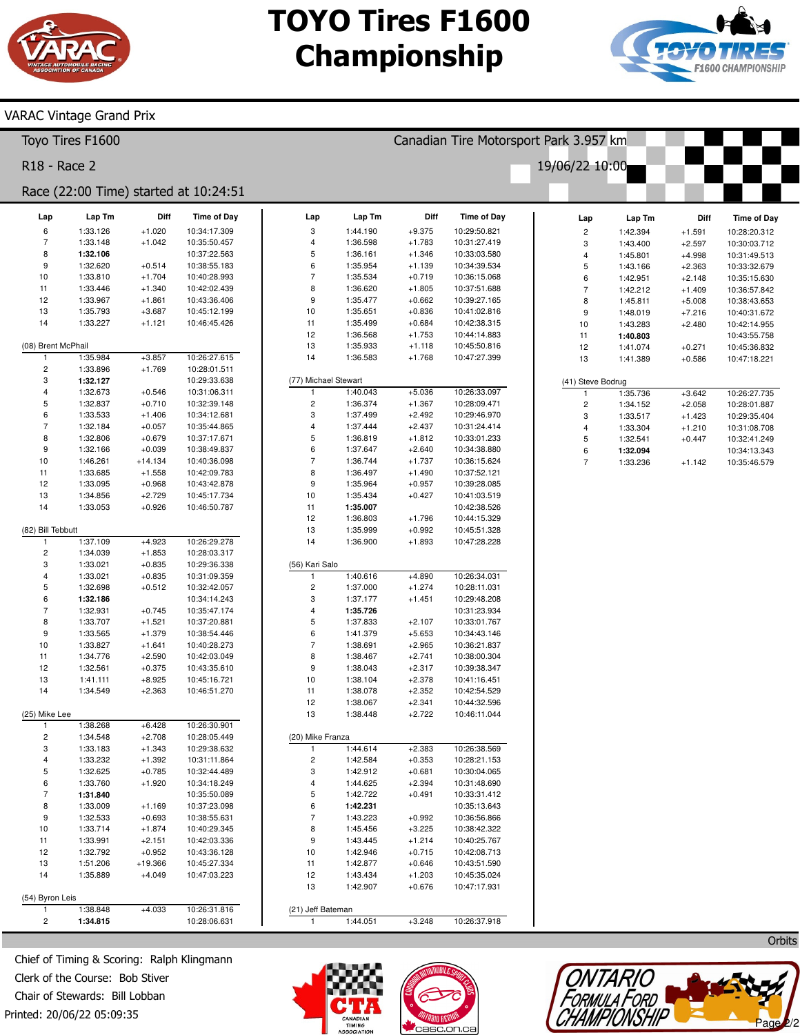# TOYO Tires F1600 Championship

VARAC Vintage Grand Prix

Toyo Tires F1600 — Canadian Tire Motorsport Park 3.957 km

R18 - Race 2 — 19/06/22 10:00

Race (22:00 Time) started at 10:24:51

| Lap | Lap Tm | Diff | Time of Day |
|---|---|---|---|
| 6 | 1:33.126 | +1.020 | 10:34:17.309 |
| 7 | 1:33.148 | +1.042 | 10:35:50.457 |
| 8 | **1:32.106** | | 10:37:22.563 |
| 9 | 1:32.620 | +0.514 | 10:38:55.183 |
| 10 | 1:33.810 | +1.704 | 10:40:28.993 |
| 11 | 1:33.446 | +1.340 | 10:42:02.439 |
| 12 | 1:33.967 | +1.861 | 10:43:36.406 |
| 13 | 1:35.793 | +3.687 | 10:45:12.199 |
| 14 | 1:33.227 | +1.121 | 10:46:45.426 |

(08) Brent McPhail

| Lap | Lap Tm | Diff | Time of Day |
|---|---|---|---|
| 1 | 1:35.984 | +3.857 | 10:26:27.615 |
| 2 | 1:33.896 | +1.769 | 10:28:01.511 |
| 3 | **1:32.127** | | 10:29:33.638 |
| 4 | 1:32.673 | +0.546 | 10:31:06.311 |
| 5 | 1:32.837 | +0.710 | 10:32:39.148 |
| 6 | 1:33.533 | +1.406 | 10:34:12.681 |
| 7 | 1:32.184 | +0.057 | 10:35:44.865 |
| 8 | 1:32.806 | +0.679 | 10:37:17.671 |
| 9 | 1:32.166 | +0.039 | 10:38:49.837 |
| 10 | 1:46.261 | +14.134 | 10:40:36.098 |
| 11 | 1:33.685 | +1.558 | 10:42:09.783 |
| 12 | 1:33.095 | +0.968 | 10:43:42.878 |
| 13 | 1:34.856 | +2.729 | 10:45:17.734 |
| 14 | 1:33.053 | +0.926 | 10:46:50.787 |

(82) Bill Tebbutt

| Lap | Lap Tm | Diff | Time of Day |
|---|---|---|---|
| 1 | 1:37.109 | +4.923 | 10:26:29.278 |
| 2 | 1:34.039 | +1.853 | 10:28:03.317 |
| 3 | 1:33.021 | +0.835 | 10:29:36.338 |
| 4 | 1:33.021 | +0.835 | 10:31:09.359 |
| 5 | 1:32.698 | +0.512 | 10:32:42.057 |
| 6 | **1:32.186** | | 10:34:14.243 |
| 7 | 1:32.931 | +0.745 | 10:35:47.174 |
| 8 | 1:33.707 | +1.521 | 10:37:20.881 |
| 9 | 1:33.565 | +1.379 | 10:38:54.446 |
| 10 | 1:33.827 | +1.641 | 10:40:28.273 |
| 11 | 1:34.776 | +2.590 | 10:42:03.049 |
| 12 | 1:32.561 | +0.375 | 10:43:35.610 |
| 13 | 1:41.111 | +8.925 | 10:45:16.721 |
| 14 | 1:34.549 | +2.363 | 10:46:51.270 |

(25) Mike Lee

| Lap | Lap Tm | Diff | Time of Day |
|---|---|---|---|
| 1 | 1:38.268 | +6.428 | 10:26:30.901 |
| 2 | 1:34.548 | +2.708 | 10:28:05.449 |
| 3 | 1:33.183 | +1.343 | 10:29:38.632 |
| 4 | 1:33.232 | +1.392 | 10:31:11.864 |
| 5 | 1:32.625 | +0.785 | 10:32:44.489 |
| 6 | 1:33.760 | +1.920 | 10:34:18.249 |
| 7 | **1:31.840** | | 10:35:50.089 |
| 8 | 1:33.009 | +1.169 | 10:37:23.098 |
| 9 | 1:32.533 | +0.693 | 10:38:55.631 |
| 10 | 1:33.714 | +1.874 | 10:40:29.345 |
| 11 | 1:33.991 | +2.151 | 10:42:03.336 |
| 12 | 1:32.792 | +0.952 | 10:43:36.128 |
| 13 | 1:51.206 | +19.366 | 10:45:27.334 |
| 14 | 1:35.889 | +4.049 | 10:47:03.223 |

(54) Byron Leis

| Lap | Lap Tm | Diff | Time of Day |
|---|---|---|---|
| 1 | 1:38.848 | +4.033 | 10:26:31.816 |
| 2 | **1:34.815** | | 10:28:06.631 |
| 3 | 1:44.190 | +9.375 | 10:29:50.821 |
| 4 | 1:36.598 | +1.783 | 10:31:27.419 |
| 5 | 1:36.161 | +1.346 | 10:33:03.580 |
| 6 | 1:35.954 | +1.139 | 10:34:39.534 |
| 7 | 1:35.534 | +0.719 | 10:36:15.068 |
| 8 | 1:36.620 | +1.805 | 10:37:51.688 |
| 9 | 1:35.477 | +0.662 | 10:39:27.165 |
| 10 | 1:35.651 | +0.836 | 10:41:02.816 |
| 11 | 1:35.499 | +0.684 | 10:42:38.315 |
| 12 | 1:36.568 | +1.753 | 10:44:14.883 |
| 13 | 1:35.933 | +1.118 | 10:45:50.816 |
| 14 | 1:36.583 | +1.768 | 10:47:27.399 |

(77) Michael Stewart

| Lap | Lap Tm | Diff | Time of Day |
|---|---|---|---|
| 1 | 1:40.043 | +5.036 | 10:26:33.097 |
| 2 | 1:36.374 | +1.367 | 10:28:09.471 |
| 3 | 1:37.499 | +2.492 | 10:29:46.970 |
| 4 | 1:37.444 | +2.437 | 10:31:24.414 |
| 5 | 1:36.819 | +1.812 | 10:33:01.233 |
| 6 | 1:37.647 | +2.640 | 10:34:38.880 |
| 7 | 1:36.744 | +1.737 | 10:36:15.624 |
| 8 | 1:36.497 | +1.490 | 10:37:52.121 |
| 9 | 1:35.964 | +0.957 | 10:39:28.085 |
| 10 | 1:35.434 | +0.427 | 10:41:03.519 |
| 11 | **1:35.007** | | 10:42:38.526 |
| 12 | 1:36.803 | +1.796 | 10:44:15.329 |
| 13 | 1:35.999 | +0.992 | 10:45:51.328 |
| 14 | 1:36.900 | +1.893 | 10:47:28.228 |

(56) Kari Salo

| Lap | Lap Tm | Diff | Time of Day |
|---|---|---|---|
| 1 | 1:40.616 | +4.890 | 10:26:34.031 |
| 2 | 1:37.000 | +1.274 | 10:28:11.031 |
| 3 | 1:37.177 | +1.451 | 10:29:48.208 |
| 4 | **1:35.726** | | 10:31:23.934 |
| 5 | 1:37.833 | +2.107 | 10:33:01.767 |
| 6 | 1:41.379 | +5.653 | 10:34:43.146 |
| 7 | 1:38.691 | +2.965 | 10:36:21.837 |
| 8 | 1:38.467 | +2.741 | 10:38:00.304 |
| 9 | 1:38.043 | +2.317 | 10:39:38.347 |
| 10 | 1:38.104 | +2.378 | 10:41:16.451 |
| 11 | 1:38.078 | +2.352 | 10:42:54.529 |
| 12 | 1:38.067 | +2.341 | 10:44:32.596 |
| 13 | 1:38.448 | +2.722 | 10:46:11.044 |

(20) Mike Franza

| Lap | Lap Tm | Diff | Time of Day |
|---|---|---|---|
| 1 | 1:44.614 | +2.383 | 10:26:38.569 |
| 2 | 1:42.584 | +0.353 | 10:28:21.153 |
| 3 | 1:42.912 | +0.681 | 10:30:04.065 |
| 4 | 1:44.625 | +2.394 | 10:31:48.690 |
| 5 | 1:42.722 | +0.491 | 10:33:31.412 |
| 6 | **1:42.231** | | 10:35:13.643 |
| 7 | 1:43.223 | +0.992 | 10:36:56.866 |
| 8 | 1:45.456 | +3.225 | 10:38:42.322 |
| 9 | 1:43.445 | +1.214 | 10:40:25.767 |
| 10 | 1:42.946 | +0.715 | 10:42:08.713 |
| 11 | 1:42.877 | +0.646 | 10:43:51.590 |
| 12 | 1:43.434 | +1.203 | 10:45:35.024 |
| 13 | 1:42.907 | +0.676 | 10:47:17.931 |

(21) Jeff Bateman

| Lap | Lap Tm | Diff | Time of Day |
|---|---|---|---|
| 1 | 1:44.051 | +3.248 | 10:26:37.918 |
| 2 | 1:42.394 | +1.591 | 10:28:20.312 |
| 3 | 1:43.400 | +2.597 | 10:30:03.712 |
| 4 | 1:45.801 | +4.998 | 10:31:49.513 |
| 5 | 1:43.166 | +2.363 | 10:33:32.679 |
| 6 | 1:42.951 | +2.148 | 10:35:15.630 |
| 7 | 1:42.212 | +1.409 | 10:36:57.842 |
| 8 | 1:45.811 | +5.008 | 10:38:43.653 |
| 9 | 1:48.019 | +7.216 | 10:40:31.672 |
| 10 | 1:43.283 | +2.480 | 10:42:14.955 |
| 11 | **1:40.803** | | 10:43:55.758 |
| 12 | 1:41.074 | +0.271 | 10:45:36.832 |
| 13 | 1:41.389 | +0.586 | 10:47:18.221 |

(41) Steve Bodrug

| Lap | Lap Tm | Diff | Time of Day |
|---|---|---|---|
| 1 | 1:35.736 | +3.642 | 10:26:27.735 |
| 2 | 1:34.152 | +2.058 | 10:28:01.887 |
| 3 | 1:33.517 | +1.423 | 10:29:35.404 |
| 4 | 1:33.304 | +1.210 | 10:31:08.708 |
| 5 | 1:32.541 | +0.447 | 10:32:41.249 |
| 6 | **1:32.094** | | 10:34:13.343 |
| 7 | 1:33.236 | +1.142 | 10:35:46.579 |

Orbits

Chief of Timing & Scoring: Ralph Klingmann
Clerk of the Course: Bob Stiver
Chair of Stewards: Bill Lobban
Printed: 20/06/22 05:09:35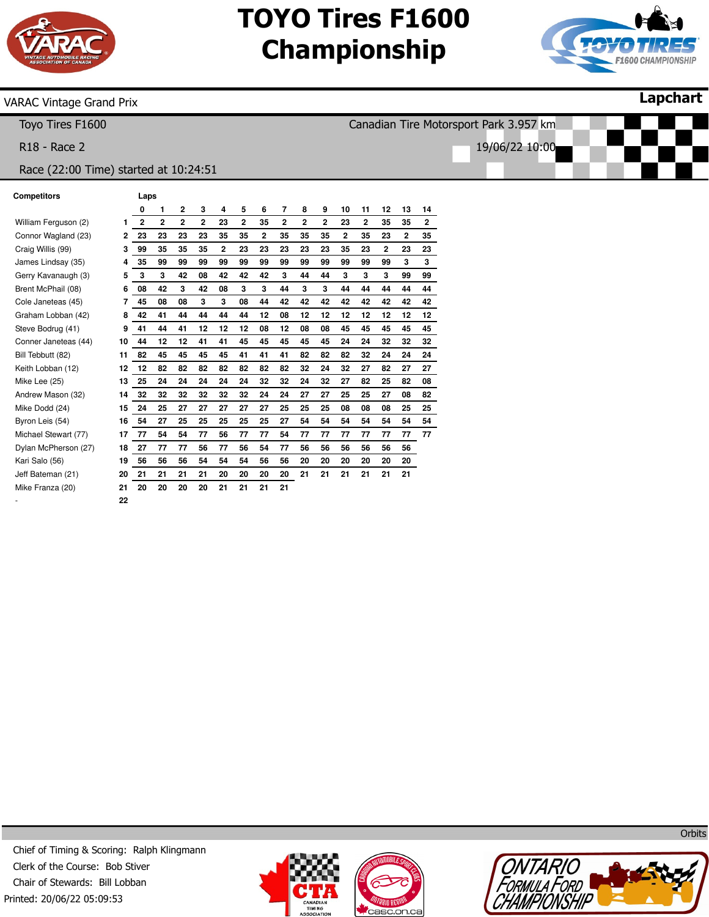# TOYO Tires F1600 Championship

VARAC Vintage Grand Prix

**Lapchart**

Toyo Tires F1600

Canadian Tire Motorsport Park 3.957 km

R18 - Race 2

19/06/22 10:00

Race (22:00 Time) started at 10:24:51

| Competitors | | Laps 0 | 1 | 2 | 3 | 4 | 5 | 6 | 7 | 8 | 9 | 10 | 11 | 12 | 13 | 14 |
|---|---|---|---|---|---|---|---|---|---|---|---|---|---|---|---|---|
| William Ferguson (2) | 1 | 2 | 2 | 2 | 2 | 23 | 2 | 35 | 2 | 2 | 2 | 23 | 2 | 35 | 35 | 2 |
| Connor Wagland (23) | 2 | 23 | 23 | 23 | 23 | 35 | 35 | 2 | 35 | 35 | 35 | 2 | 35 | 23 | 2 | 35 |
| Craig Willis (99) | 3 | 99 | 35 | 35 | 35 | 2 | 23 | 23 | 23 | 23 | 23 | 35 | 23 | 2 | 23 | 23 |
| James Lindsay (35) | 4 | 35 | 99 | 99 | 99 | 99 | 99 | 99 | 99 | 99 | 99 | 99 | 99 | 99 | 3 | 3 |
| Gerry Kavanaugh (3) | 5 | 3 | 3 | 42 | 08 | 42 | 42 | 42 | 3 | 44 | 44 | 3 | 3 | 3 | 99 | 99 |
| Brent McPhail (08) | 6 | 08 | 42 | 3 | 42 | 08 | 3 | 3 | 44 | 3 | 3 | 44 | 44 | 44 | 44 | 44 |
| Cole Janeteas (45) | 7 | 45 | 08 | 08 | 3 | 3 | 08 | 44 | 42 | 42 | 42 | 42 | 42 | 42 | 42 | 42 |
| Graham Lobban (42) | 8 | 42 | 41 | 44 | 44 | 44 | 44 | 12 | 08 | 12 | 12 | 12 | 12 | 12 | 12 | 12 |
| Steve Bodrug (41) | 9 | 41 | 44 | 41 | 12 | 12 | 12 | 08 | 12 | 08 | 08 | 45 | 45 | 45 | 45 | 45 |
| Conner Janeteas (44) | 10 | 44 | 12 | 12 | 41 | 41 | 45 | 45 | 45 | 45 | 45 | 24 | 24 | 32 | 32 | 32 |
| Bill Tebbutt (82) | 11 | 82 | 45 | 45 | 45 | 45 | 41 | 41 | 41 | 82 | 82 | 82 | 32 | 24 | 24 | 24 |
| Keith Lobban (12) | 12 | 12 | 82 | 82 | 82 | 82 | 82 | 82 | 82 | 32 | 24 | 32 | 27 | 82 | 27 | 27 |
| Mike Lee (25) | 13 | 25 | 24 | 24 | 24 | 24 | 24 | 32 | 32 | 24 | 32 | 27 | 82 | 25 | 82 | 08 |
| Andrew Mason (32) | 14 | 32 | 32 | 32 | 32 | 32 | 32 | 24 | 24 | 27 | 27 | 25 | 25 | 27 | 08 | 82 |
| Mike Dodd (24) | 15 | 24 | 25 | 27 | 27 | 27 | 27 | 27 | 25 | 25 | 25 | 08 | 08 | 08 | 25 | 25 |
| Byron Leis (54) | 16 | 54 | 27 | 25 | 25 | 25 | 25 | 25 | 27 | 54 | 54 | 54 | 54 | 54 | 54 | 54 |
| Michael Stewart (77) | 17 | 77 | 54 | 54 | 77 | 56 | 77 | 77 | 54 | 77 | 77 | 77 | 77 | 77 | 77 | 77 |
| Dylan McPherson (27) | 18 | 27 | 77 | 77 | 56 | 77 | 56 | 54 | 77 | 56 | 56 | 56 | 56 | 56 | 56 | |
| Kari Salo (56) | 19 | 56 | 56 | 56 | 54 | 54 | 54 | 56 | 56 | 20 | 20 | 20 | 20 | 20 | 20 | |
| Jeff Bateman (21) | 20 | 21 | 21 | 21 | 21 | 20 | 20 | 20 | 20 | 21 | 21 | 21 | 21 | 21 | 21 | |
| Mike Franza (20) | 21 | 20 | 20 | 20 | 20 | 21 | 21 | 21 | 21 | | | | | | | |
| - | 22 | | | | | | | | | | | | | | | |

Orbits

Chief of Timing & Scoring: Ralph Klingmann

Clerk of the Course: Bob Stiver

Chair of Stewards: Bill Lobban

Printed: 20/06/22 05:09:53